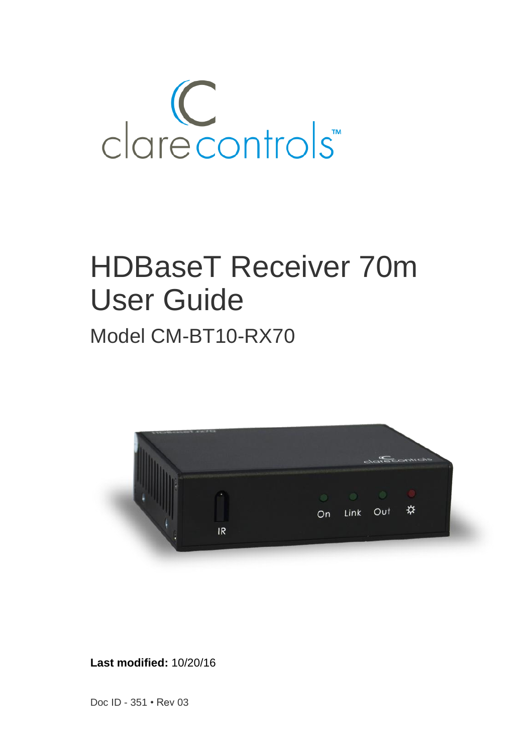clarecontrols™

# HDBaseT Receiver 70m User Guide

## Model CM-BT10-RX70

**Last modified:** 10/20/16

Doc ID - 351 • Rev 03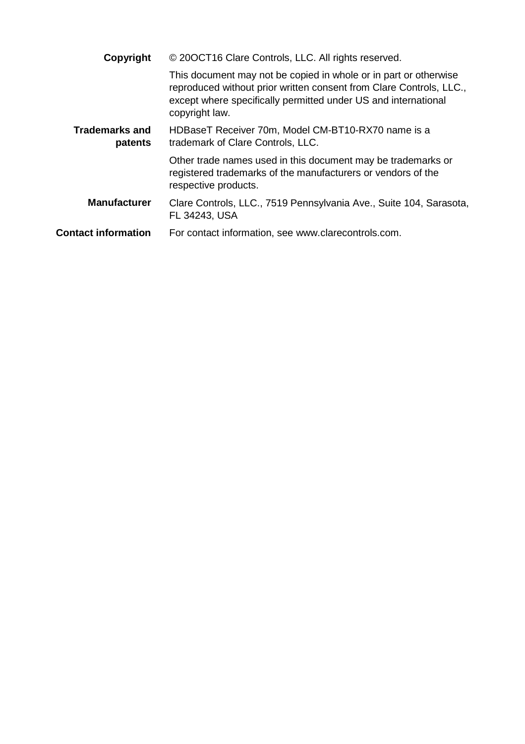**Copyright** © 20OCT16 Clare Controls, LLC. All rights reserved.

This document may not be copied in whole or in part or otherwise reproduced without prior written consent from Clare Controls, LLC., except where specifically permitted under US and international copyright law.

**Trademarks and patents** HDBaseT Receiver 70m, Model CM-BT10-RX70 name is a trademark of Clare Controls, LLC.

Other trade names used in this document may be trademarks or registered trademarks of the manufacturers or vendors of the respective products.

**Manufacturer** Clare Controls, LLC., 7519 Pennsylvania Ave., Suite 104, Sarasota, FL 34243, USA

**Contact information** For contact information, see www.clarecontrols.com.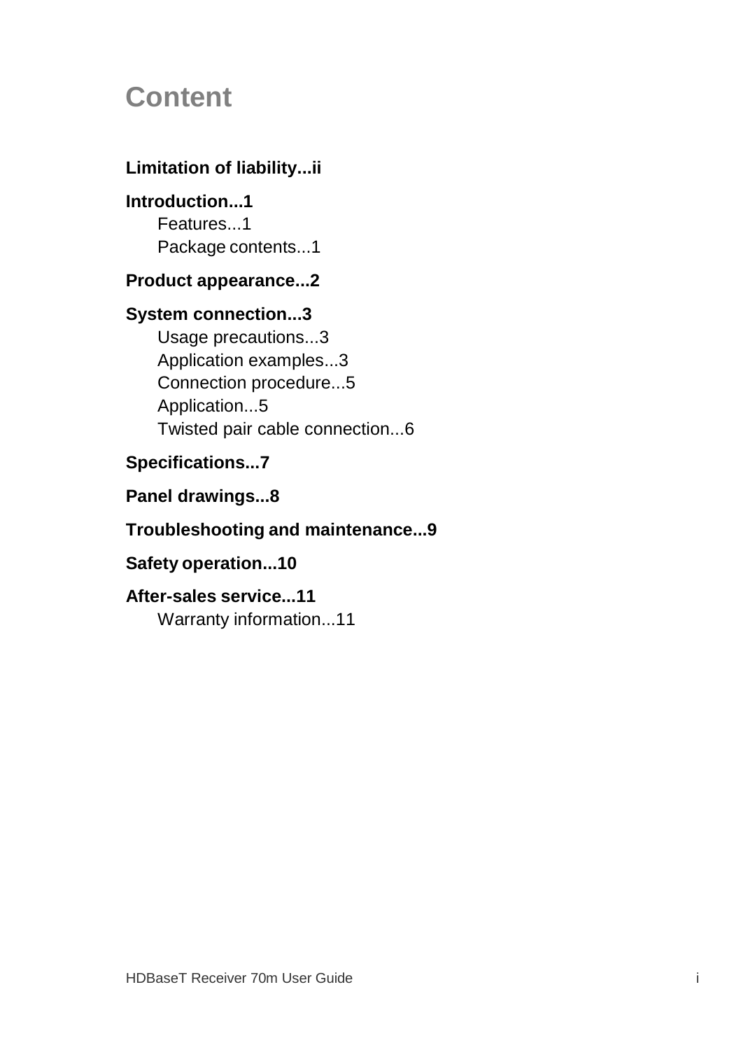# Content

**Limitation of liability...ii**

**Introduction...1**

- Features...1
- Package contents...1

**Product appearance...2**

**System connection...3**

- Usage precautions...3
- Application examples...3
- Connection procedure...5
- Application...5
- Twisted pair cable connection...6

**Specifications...7**

**Panel drawings...8**

**Troubleshooting and maintenance...9**

**Safety operation...10**

**After-sales service...11**

- Warranty information...11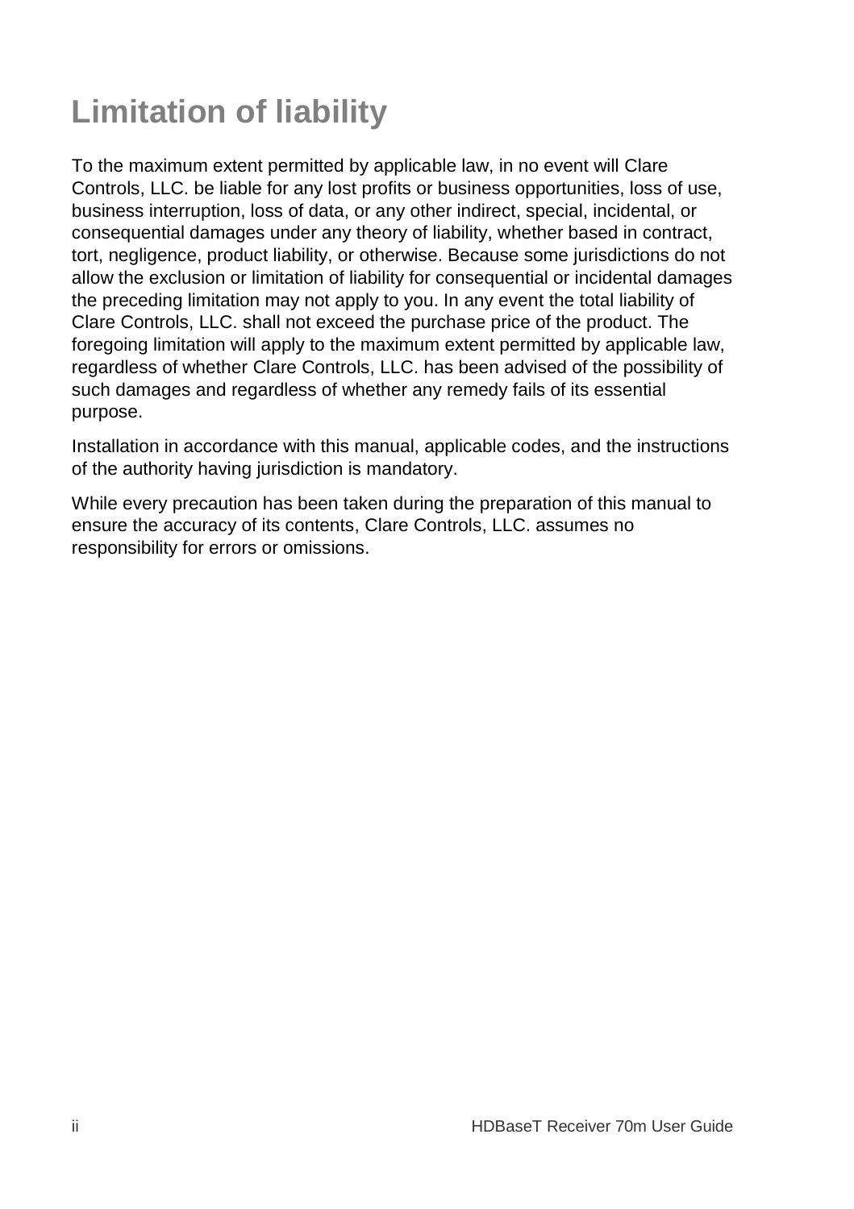# Limitation of liability

To the maximum extent permitted by applicable law, in no event will Clare Controls, LLC. be liable for any lost profits or business opportunities, loss of use, business interruption, loss of data, or any other indirect, special, incidental, or consequential damages under any theory of liability, whether based in contract, tort, negligence, product liability, or otherwise. Because some jurisdictions do not allow the exclusion or limitation of liability for consequential or incidental damages the preceding limitation may not apply to you. In any event the total liability of Clare Controls, LLC. shall not exceed the purchase price of the product. The foregoing limitation will apply to the maximum extent permitted by applicable law, regardless of whether Clare Controls, LLC. has been advised of the possibility of such damages and regardless of whether any remedy fails of its essential purpose.

Installation in accordance with this manual, applicable codes, and the instructions of the authority having jurisdiction is mandatory.

While every precaution has been taken during the preparation of this manual to ensure the accuracy of its contents, Clare Controls, LLC. assumes no responsibility for errors or omissions.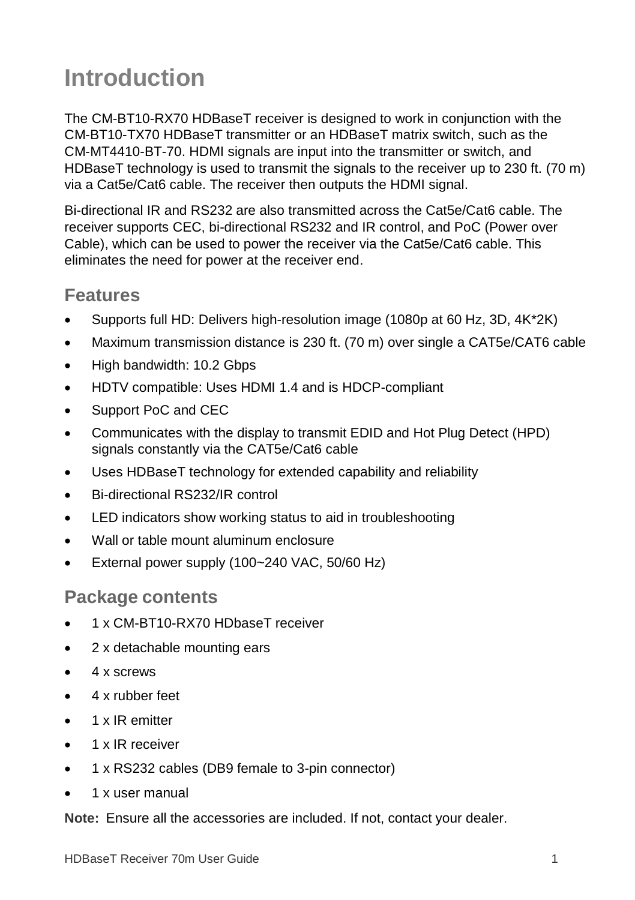# Introduction

The CM-BT10-RX70 HDBaseT receiver is designed to work in conjunction with the CM-BT10-TX70 HDBaseT transmitter or an HDBaseT matrix switch, such as the CM-MT4410-BT-70. HDMI signals are input into the transmitter or switch, and HDBaseT technology is used to transmit the signals to the receiver up to 230 ft. (70 m) via a Cat5e/Cat6 cable. The receiver then outputs the HDMI signal.

Bi-directional IR and RS232 are also transmitted across the Cat5e/Cat6 cable. The receiver supports CEC, bi-directional RS232 and IR control, and PoC (Power over Cable), which can be used to power the receiver via the Cat5e/Cat6 cable. This eliminates the need for power at the receiver end.

## Features

- Supports full HD: Delivers high-resolution image (1080p at 60 Hz, 3D, 4K*2K)
- Maximum transmission distance is 230 ft. (70 m) over single a CAT5e/CAT6 cable
- High bandwidth: 10.2 Gbps
- HDTV compatible: Uses HDMI 1.4 and is HDCP-compliant
- Support PoC and CEC
- Communicates with the display to transmit EDID and Hot Plug Detect (HPD) signals constantly via the CAT5e/Cat6 cable
- Uses HDBaseT technology for extended capability and reliability
- Bi-directional RS232/IR control
- LED indicators show working status to aid in troubleshooting
- Wall or table mount aluminum enclosure
- External power supply (100~240 VAC, 50/60 Hz)

## Package contents

- 1 x CM-BT10-RX70 HDbaseT receiver
- 2 x detachable mounting ears
- 4 x screws
- 4 x rubber feet
- 1 x IR emitter
- 1 x IR receiver
- 1 x RS232 cables (DB9 female to 3-pin connector)
- 1 x user manual

**Note:** Ensure all the accessories are included. If not, contact your dealer.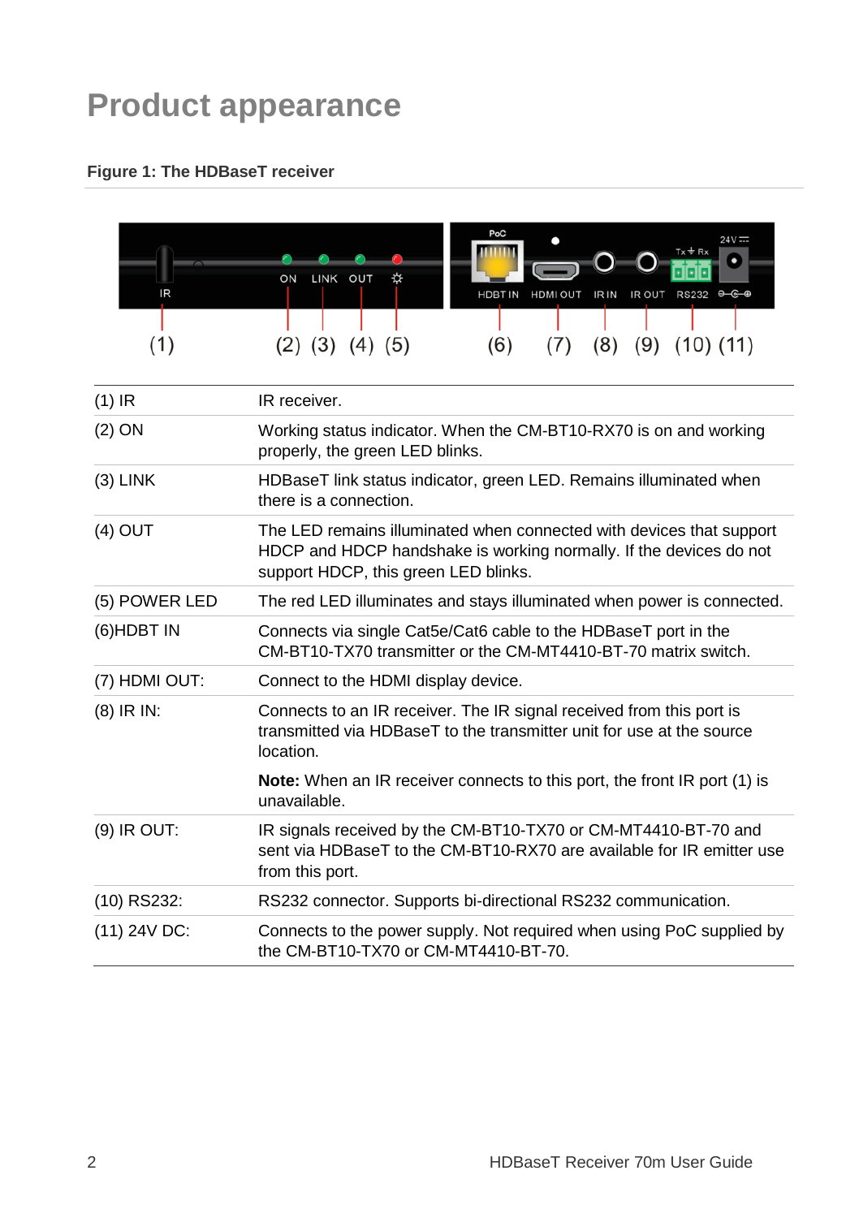# Product appearance

**Figure 1: The HDBaseT receiver**

| | |
|---|---|
| (1) IR | IR receiver. |
| (2) ON | Working status indicator. When the CM-BT10-RX70 is on and working properly, the green LED blinks. |
| (3) LINK | HDBaseT link status indicator, green LED. Remains illuminated when there is a connection. |
| (4) OUT | The LED remains illuminated when connected with devices that support HDCP and HDCP handshake is working normally. If the devices do not support HDCP, this green LED blinks. |
| (5) POWER LED | The red LED illuminates and stays illuminated when power is connected. |
| (6)HDBT IN | Connects via single Cat5e/Cat6 cable to the HDBaseT port in the CM-BT10-TX70 transmitter or the CM-MT4410-BT-70 matrix switch. |
| (7) HDMI OUT: | Connect to the HDMI display device. |
| (8) IR IN: | Connects to an IR receiver. The IR signal received from this port is transmitted via HDBaseT to the transmitter unit for use at the source location.<br><br>**Note:** When an IR receiver connects to this port, the front IR port (1) is unavailable. |
| (9) IR OUT: | IR signals received by the CM-BT10-TX70 or CM-MT4410-BT-70 and sent via HDBaseT to the CM-BT10-RX70 are available for IR emitter use from this port. |
| (10) RS232: | RS232 connector. Supports bi-directional RS232 communication. |
| (11) 24V DC: | Connects to the power supply. Not required when using PoC supplied by the CM-BT10-TX70 or CM-MT4410-BT-70. |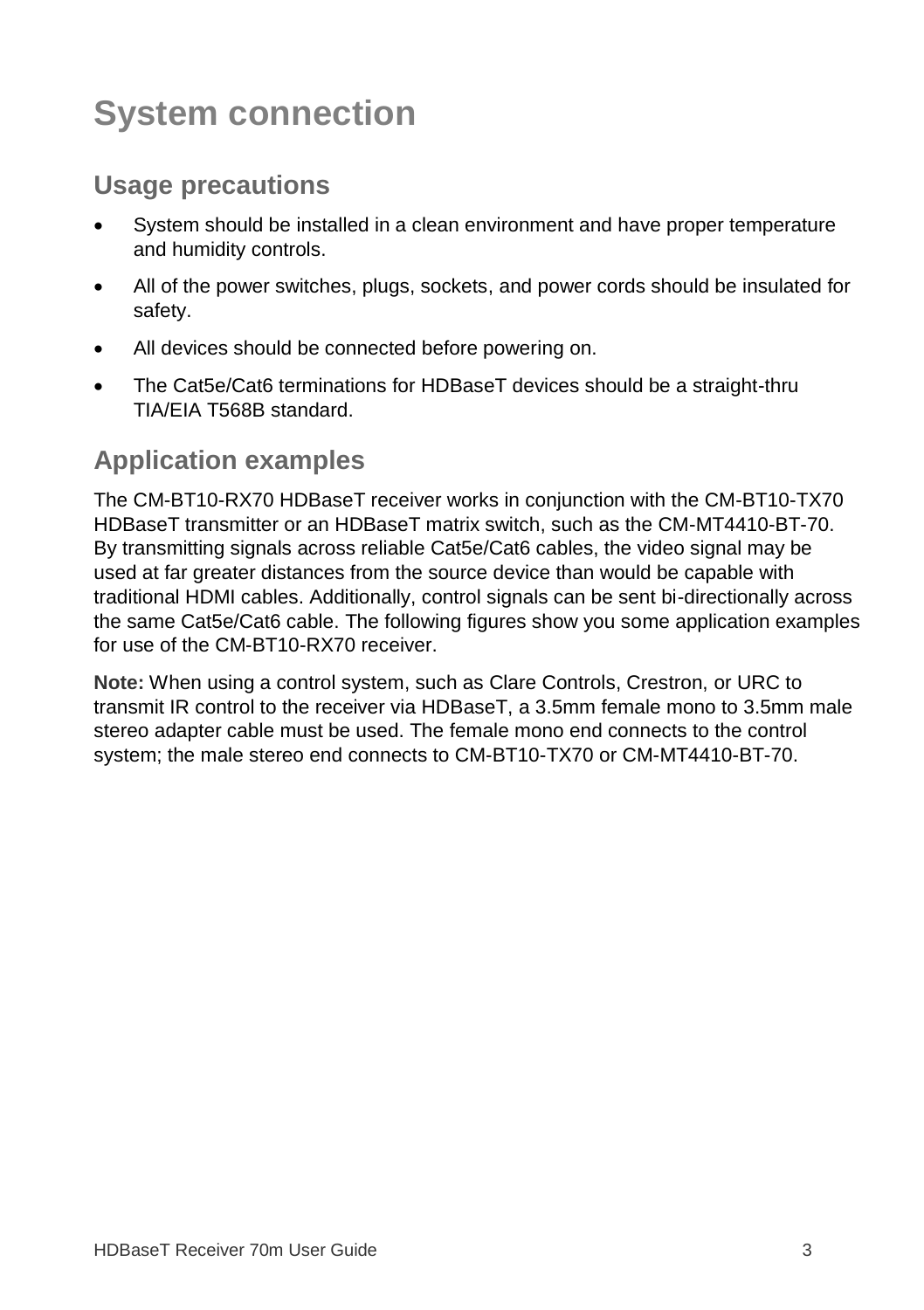# System connection

## Usage precautions

- System should be installed in a clean environment and have proper temperature and humidity controls.
- All of the power switches, plugs, sockets, and power cords should be insulated for safety.
- All devices should be connected before powering on.
- The Cat5e/Cat6 terminations for HDBaseT devices should be a straight-thru TIA/EIA T568B standard.

## Application examples

The CM-BT10-RX70 HDBaseT receiver works in conjunction with the CM-BT10-TX70 HDBaseT transmitter or an HDBaseT matrix switch, such as the CM-MT4410-BT-70. By transmitting signals across reliable Cat5e/Cat6 cables, the video signal may be used at far greater distances from the source device than would be capable with traditional HDMI cables. Additionally, control signals can be sent bi-directionally across the same Cat5e/Cat6 cable. The following figures show you some application examples for use of the CM-BT10-RX70 receiver.

**Note:** When using a control system, such as Clare Controls, Crestron, or URC to transmit IR control to the receiver via HDBaseT, a 3.5mm female mono to 3.5mm male stereo adapter cable must be used. The female mono end connects to the control system; the male stereo end connects to CM-BT10-TX70 or CM-MT4410-BT-70.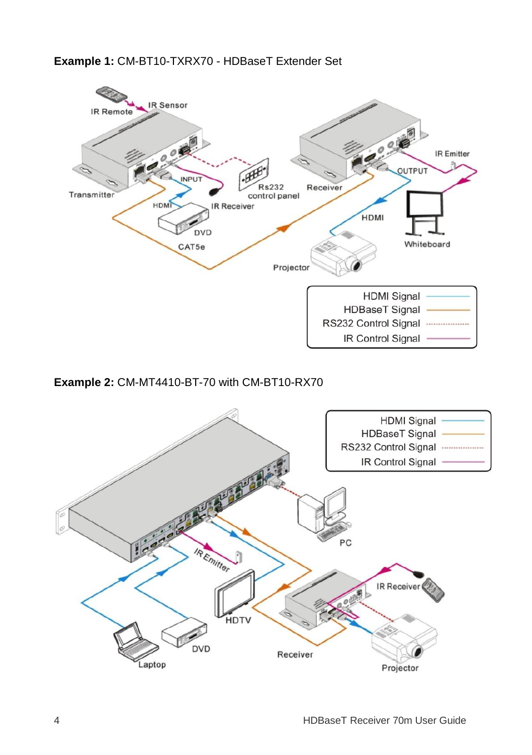**Example 1:** CM-BT10-TXRX70 - HDBaseT Extender Set

IR Remote
IR Sensor
Transmitter
INPUT
HDMI
IR Receiver
DVD
CAT5e
Rs232 control panel
Receiver
IR Emitter
OUTPUT
HDMI
Whiteboard
Projector

| | |
|---|---|
| HDMI Signal | ——— |
| HDBaseT Signal | ——— |
| RS232 Control Signal | ········· |
| IR Control Signal | ——— |

**Example 2:** CM-MT4410-BT-70 with CM-BT10-RX70

| | |
|---|---|
| HDMI Signal | ——— |
| HDBaseT Signal | ——— |
| RS232 Control Signal | ········· |
| IR Control Signal | ——— |

PC
IR Emitter
IR Receiver
HDTV
DVD
Laptop
Receiver
Projector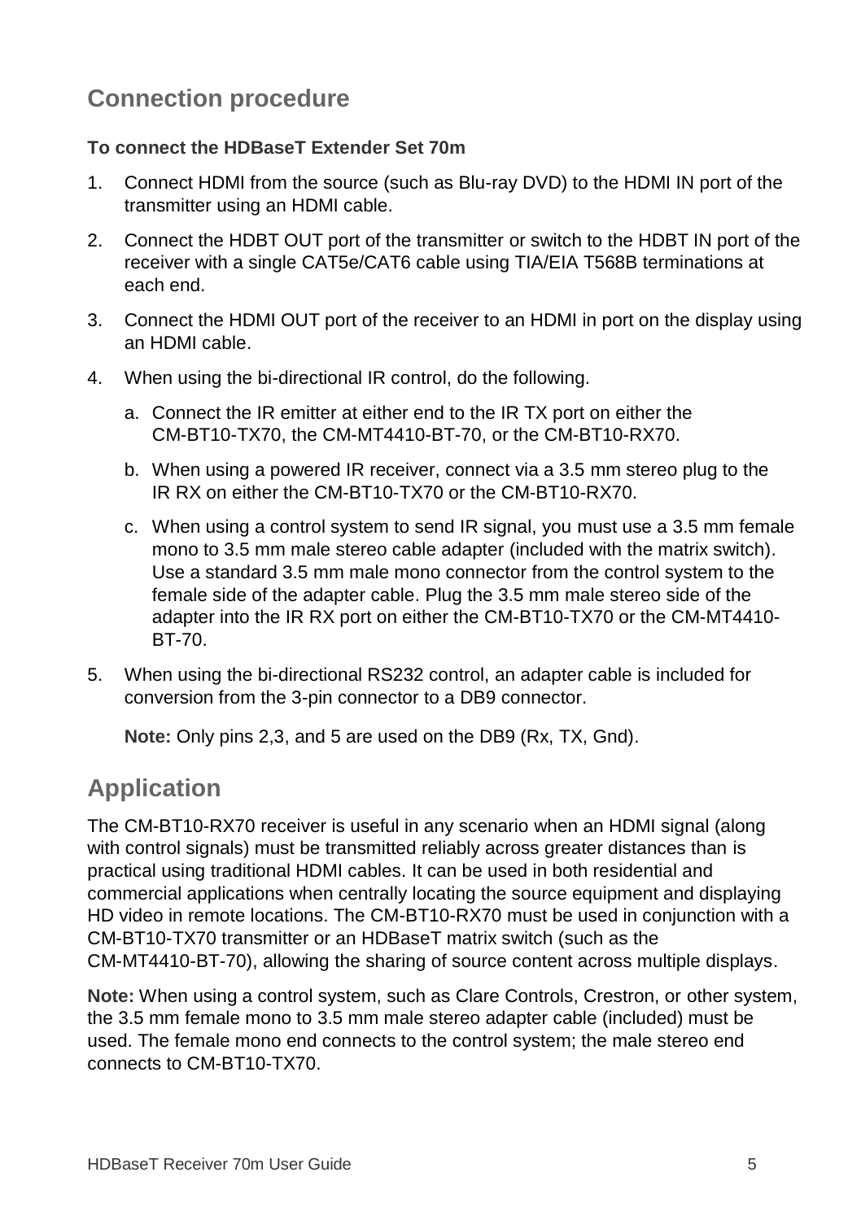## Connection procedure

**To connect the HDBaseT Extender Set 70m**

1. Connect HDMI from the source (such as Blu-ray DVD) to the HDMI IN port of the transmitter using an HDMI cable.
2. Connect the HDBT OUT port of the transmitter or switch to the HDBT IN port of the receiver with a single CAT5e/CAT6 cable using TIA/EIA T568B terminations at each end.
3. Connect the HDMI OUT port of the receiver to an HDMI in port on the display using an HDMI cable.
4. When using the bi-directional IR control, do the following.
   a. Connect the IR emitter at either end to the IR TX port on either the CM-BT10-TX70, the CM-MT4410-BT-70, or the CM-BT10-RX70.
   b. When using a powered IR receiver, connect via a 3.5 mm stereo plug to the IR RX on either the CM-BT10-TX70 or the CM-BT10-RX70.
   c. When using a control system to send IR signal, you must use a 3.5 mm female mono to 3.5 mm male stereo cable adapter (included with the matrix switch). Use a standard 3.5 mm male mono connector from the control system to the female side of the adapter cable. Plug the 3.5 mm male stereo side of the adapter into the IR RX port on either the CM-BT10-TX70 or the CM-MT4410-BT-70.
5. When using the bi-directional RS232 control, an adapter cable is included for conversion from the 3-pin connector to a DB9 connector.

   **Note:** Only pins 2,3, and 5 are used on the DB9 (Rx, TX, Gnd).

## Application

The CM-BT10-RX70 receiver is useful in any scenario when an HDMI signal (along with control signals) must be transmitted reliably across greater distances than is practical using traditional HDMI cables. It can be used in both residential and commercial applications when centrally locating the source equipment and displaying HD video in remote locations. The CM-BT10-RX70 must be used in conjunction with a CM-BT10-TX70 transmitter or an HDBaseT matrix switch (such as the CM-MT4410-BT-70), allowing the sharing of source content across multiple displays.

**Note:** When using a control system, such as Clare Controls, Crestron, or other system, the 3.5 mm female mono to 3.5 mm male stereo adapter cable (included) must be used. The female mono end connects to the control system; the male stereo end connects to CM-BT10-TX70.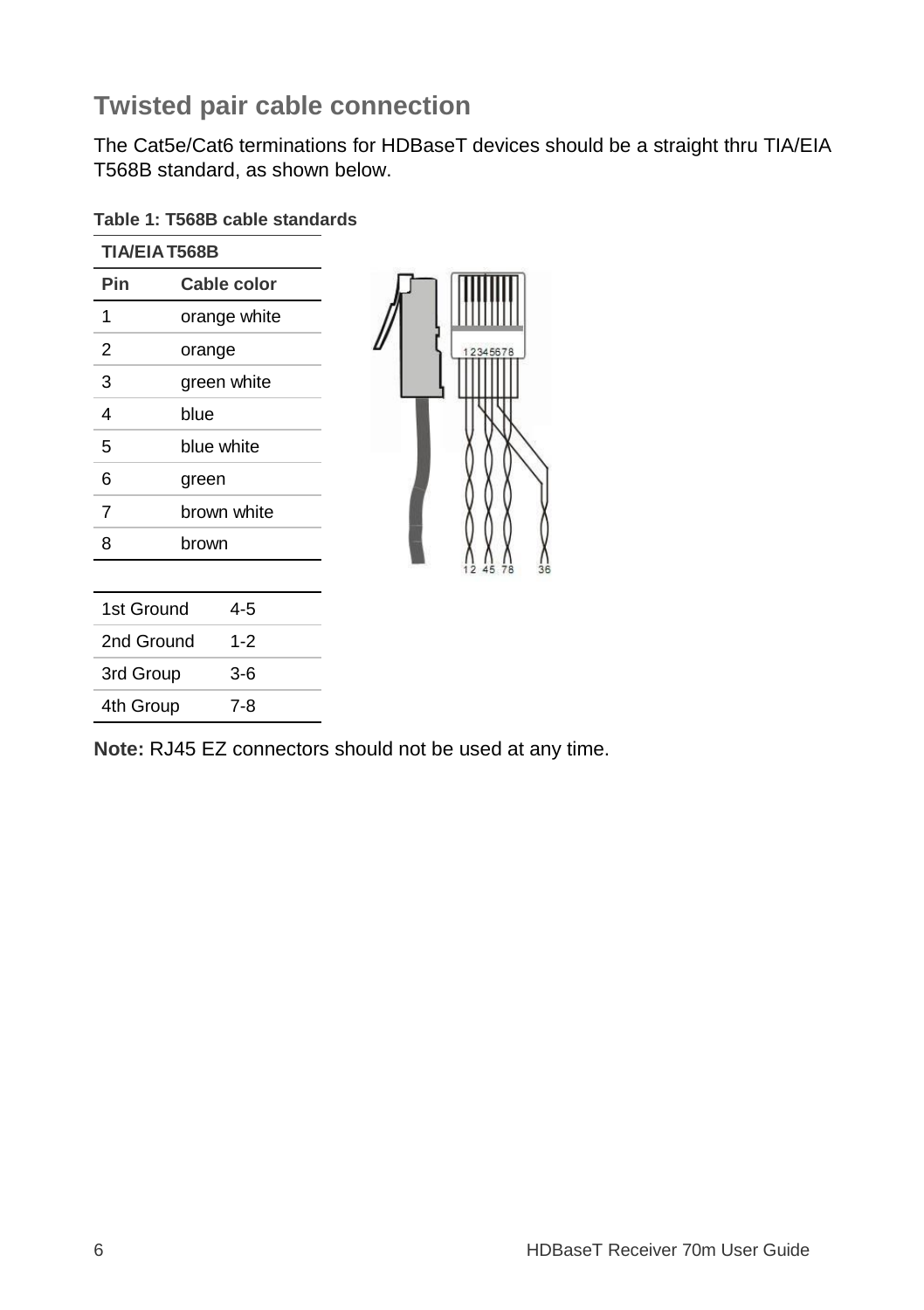## Twisted pair cable connection

The Cat5e/Cat6 terminations for HDBaseT devices should be a straight thru TIA/EIA T568B standard, as shown below.

**Table 1: T568B cable standards**

| TIA/EIA T568B | |
|---|---|
| **Pin** | **Cable color** |
| 1 | orange white |
| 2 | orange |
| 3 | green white |
| 4 | blue |
| 5 | blue white |
| 6 | green |
| 7 | brown white |
| 8 | brown |

| | |
|---|---|
| 1st Ground | 4-5 |
| 2nd Ground | 1-2 |
| 3rd Group | 3-6 |
| 4th Group | 7-8 |

**Note:** RJ45 EZ connectors should not be used at any time.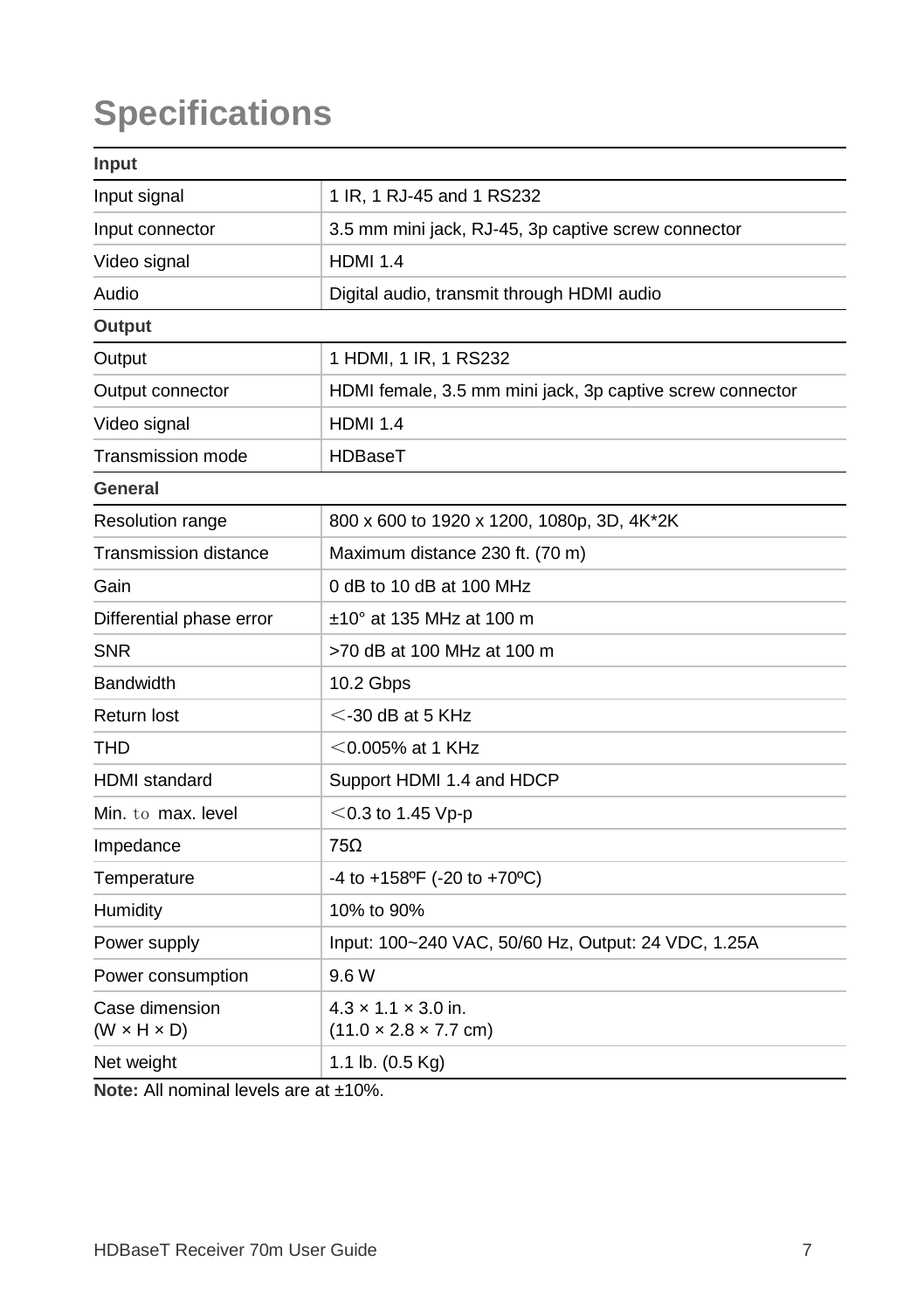# Specifications

| **Input** | |
|---|---|
| Input signal | 1 IR, 1 RJ-45 and 1 RS232 |
| Input connector | 3.5 mm mini jack, RJ-45, 3p captive screw connector |
| Video signal | HDMI 1.4 |
| Audio | Digital audio, transmit through HDMI audio |
| **Output** | |
| Output | 1 HDMI, 1 IR, 1 RS232 |
| Output connector | HDMI female, 3.5 mm mini jack, 3p captive screw connector |
| Video signal | HDMI 1.4 |
| Transmission mode | HDBaseT |
| **General** | |
| Resolution range | 800 x 600 to 1920 x 1200, 1080p, 3D, 4K*2K |
| Transmission distance | Maximum distance 230 ft. (70 m) |
| Gain | 0 dB to 10 dB at 100 MHz |
| Differential phase error | ±10° at 135 MHz at 100 m |
| SNR | >70 dB at 100 MHz at 100 m |
| Bandwidth | 10.2 Gbps |
| Return lost | ＜-30 dB at 5 KHz |
| THD | ＜0.005% at 1 KHz |
| HDMI standard | Support HDMI 1.4 and HDCP |
| Min. to max. level | ＜0.3 to 1.45 Vp-p |
| Impedance | 75Ω |
| Temperature | -4 to +158ºF (-20 to +70ºC) |
| Humidity | 10% to 90% |
| Power supply | Input: 100~240 VAC, 50/60 Hz, Output: 24 VDC, 1.25A |
| Power consumption | 9.6 W |
| Case dimension (W × H × D) | 4.3 × 1.1 × 3.0 in. (11.0 × 2.8 × 7.7 cm) |
| Net weight | 1.1 lb. (0.5 Kg) |

**Note:** All nominal levels are at ±10%.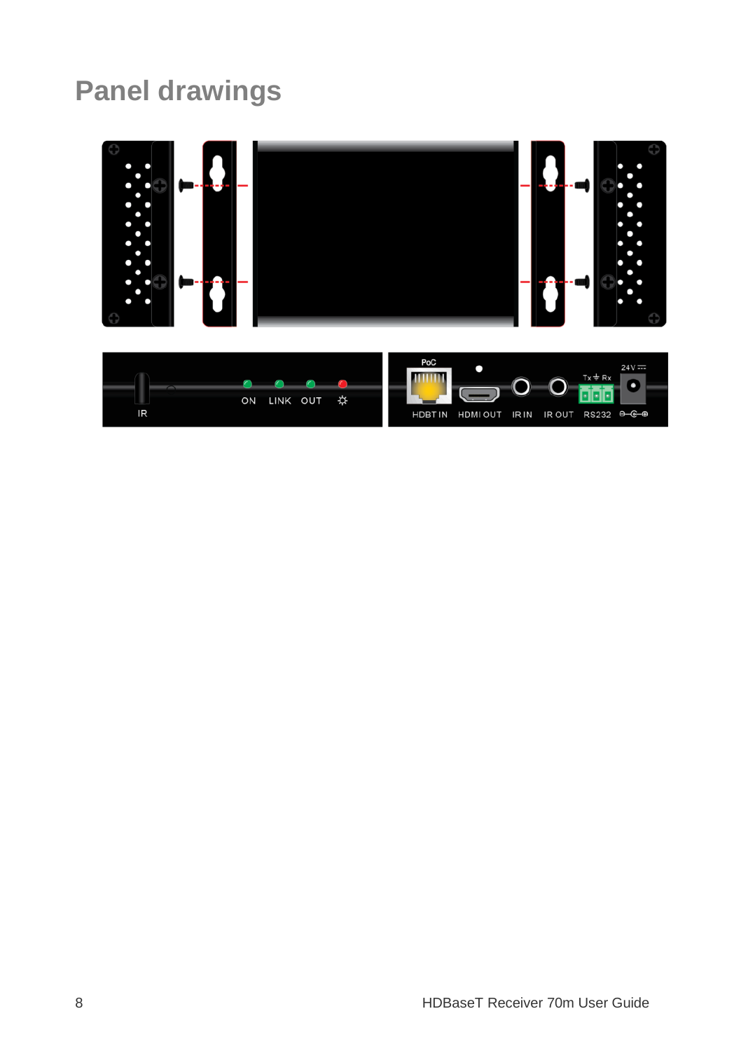# Panel drawings

IR

ON LINK OUT ☼

PoC

HDBT IN HDMI OUT IR IN IR OUT Tx ⏚ Rx RS232 24V ⎓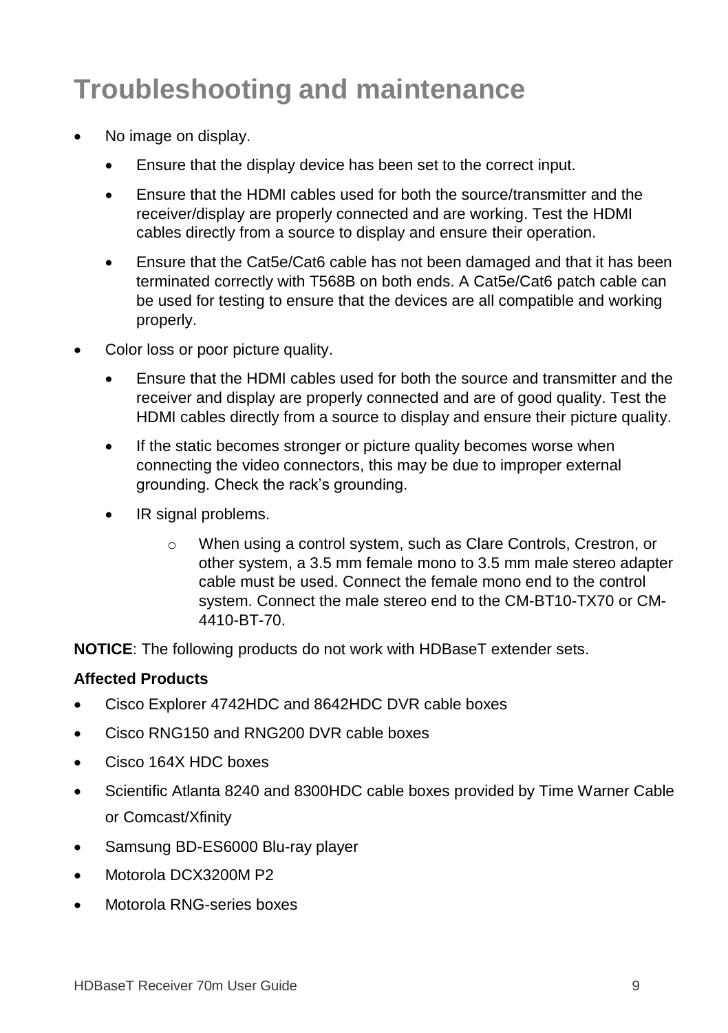# Troubleshooting and maintenance

- No image on display.
  - Ensure that the display device has been set to the correct input.
  - Ensure that the HDMI cables used for both the source/transmitter and the receiver/display are properly connected and are working. Test the HDMI cables directly from a source to display and ensure their operation.
  - Ensure that the Cat5e/Cat6 cable has not been damaged and that it has been terminated correctly with T568B on both ends. A Cat5e/Cat6 patch cable can be used for testing to ensure that the devices are all compatible and working properly.
- Color loss or poor picture quality.
  - Ensure that the HDMI cables used for both the source and transmitter and the receiver and display are properly connected and are of good quality. Test the HDMI cables directly from a source to display and ensure their picture quality.
  - If the static becomes stronger or picture quality becomes worse when connecting the video connectors, this may be due to improper external grounding. Check the rack's grounding.
  - IR signal problems.
    - When using a control system, such as Clare Controls, Crestron, or other system, a 3.5 mm female mono to 3.5 mm male stereo adapter cable must be used. Connect the female mono end to the control system. Connect the male stereo end to the CM-BT10-TX70 or CM-4410-BT-70.

**NOTICE**: The following products do not work with HDBaseT extender sets.

**Affected Products**

- Cisco Explorer 4742HDC and 8642HDC DVR cable boxes
- Cisco RNG150 and RNG200 DVR cable boxes
- Cisco 164X HDC boxes
- Scientific Atlanta 8240 and 8300HDC cable boxes provided by Time Warner Cable or Comcast/Xfinity
- Samsung BD-ES6000 Blu-ray player
- Motorola DCX3200M P2
- Motorola RNG-series boxes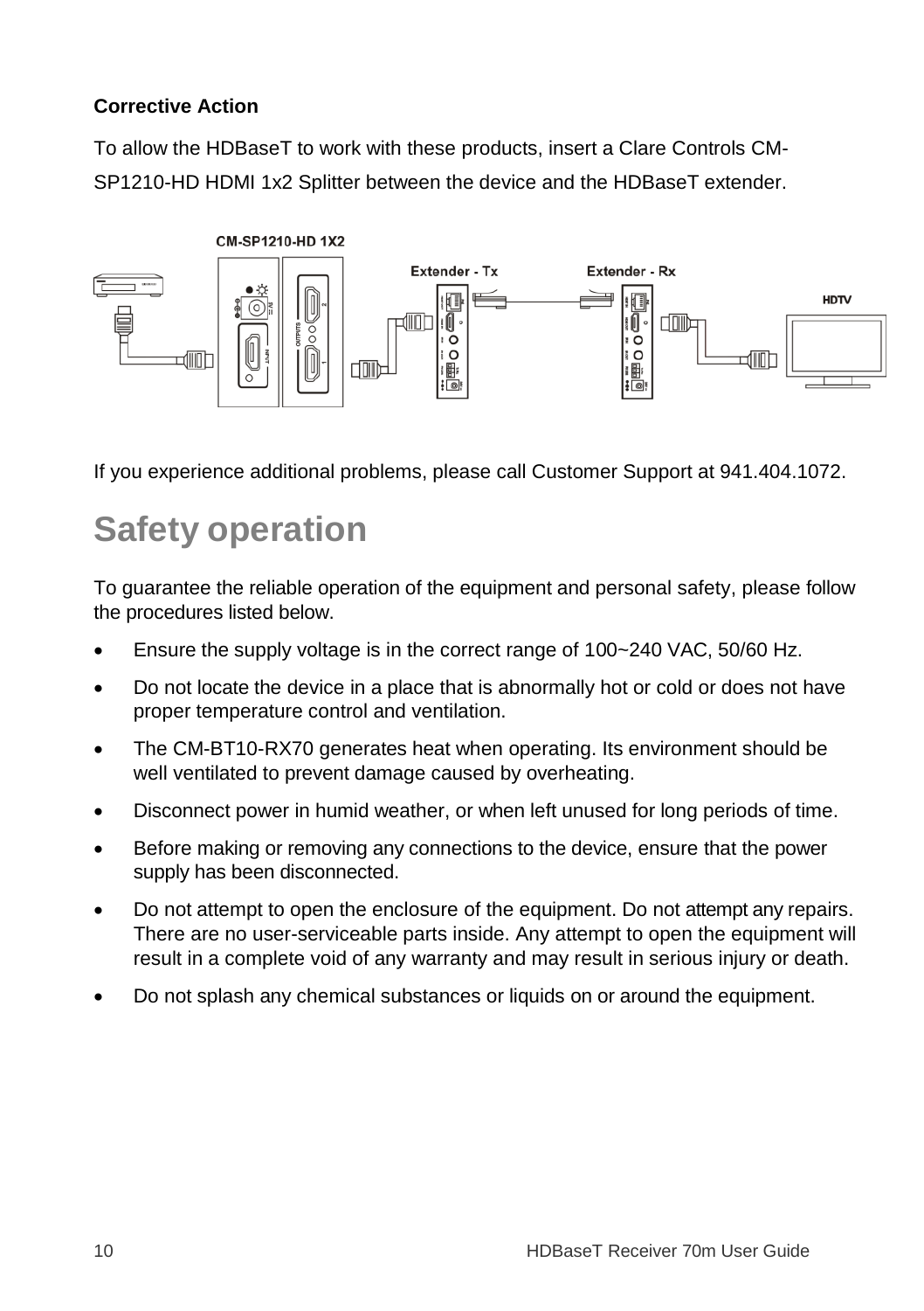**Corrective Action**

To allow the HDBaseT to work with these products, insert a Clare Controls CM-SP1210-HD HDMI 1x2 Splitter between the device and the HDBaseT extender.

If you experience additional problems, please call Customer Support at 941.404.1072.

# Safety operation

To guarantee the reliable operation of the equipment and personal safety, please follow the procedures listed below.

- Ensure the supply voltage is in the correct range of 100~240 VAC, 50/60 Hz.
- Do not locate the device in a place that is abnormally hot or cold or does not have proper temperature control and ventilation.
- The CM-BT10-RX70 generates heat when operating. Its environment should be well ventilated to prevent damage caused by overheating.
- Disconnect power in humid weather, or when left unused for long periods of time.
- Before making or removing any connections to the device, ensure that the power supply has been disconnected.
- Do not attempt to open the enclosure of the equipment. Do not attempt any repairs. There are no user-serviceable parts inside. Any attempt to open the equipment will result in a complete void of any warranty and may result in serious injury or death.
- Do not splash any chemical substances or liquids on or around the equipment.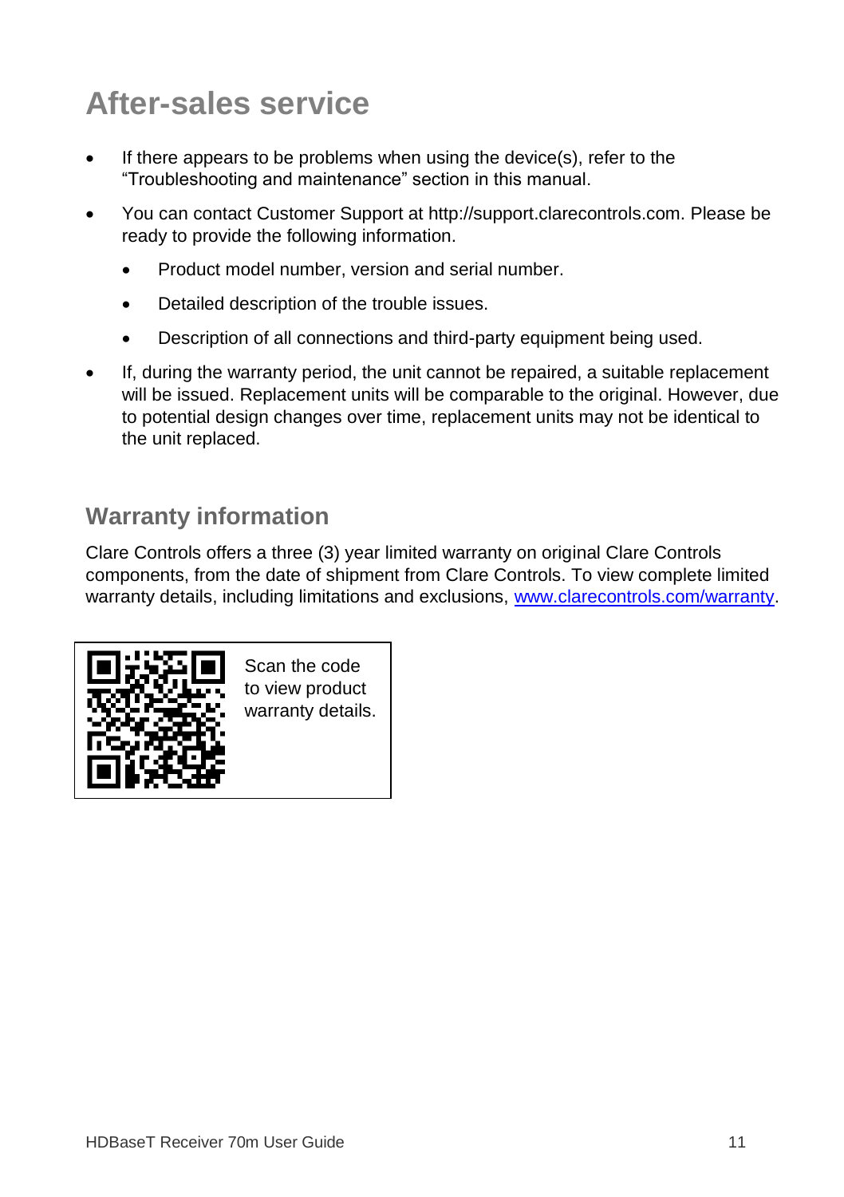# After-sales service

- If there appears to be problems when using the device(s), refer to the "Troubleshooting and maintenance" section in this manual.
- You can contact Customer Support at http://support.clarecontrols.com. Please be ready to provide the following information.
    - Product model number, version and serial number.
    - Detailed description of the trouble issues.
    - Description of all connections and third-party equipment being used.
- If, during the warranty period, the unit cannot be repaired, a suitable replacement will be issued. Replacement units will be comparable to the original. However, due to potential design changes over time, replacement units may not be identical to the unit replaced.

## Warranty information

Clare Controls offers a three (3) year limited warranty on original Clare Controls components, from the date of shipment from Clare Controls. To view complete limited warranty details, including limitations and exclusions, [www.clarecontrols.com/warranty](www.clarecontrols.com/warranty).

Scan the code to view product warranty details.